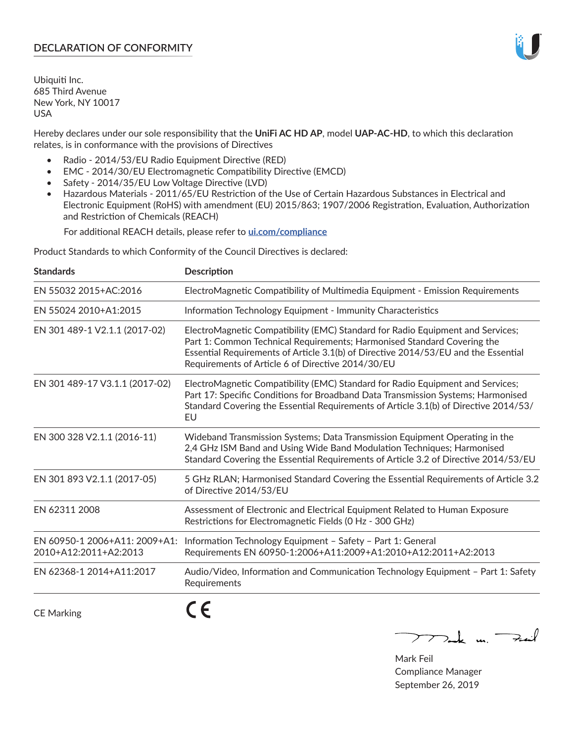# DECLARATION OF CONFORMITY

Ubiquiti Inc.
685 Third Avenue
New York, NY 10017
USA

Hereby declares under our sole responsibility that the **UniFi AC HD AP**, model **UAP-AC-HD**, to which this declaration relates, is in conformance with the provisions of Directives

- Radio - 2014/53/EU Radio Equipment Directive (RED)
- EMC - 2014/30/EU Electromagnetic Compatibility Directive (EMCD)
- Safety - 2014/35/EU Low Voltage Directive (LVD)
- Hazardous Materials - 2011/65/EU Restriction of the Use of Certain Hazardous Substances in Electrical and Electronic Equipment (RoHS) with amendment (EU) 2015/863; 1907/2006 Registration, Evaluation, Authorization and Restriction of Chemicals (REACH)

  For additional REACH details, please refer to **ui.com/compliance**

Product Standards to which Conformity of the Council Directives is declared:

| Standards | Description |
|---|---|
| EN 55032 2015+AC:2016 | ElectroMagnetic Compatibility of Multimedia Equipment - Emission Requirements |
| EN 55024 2010+A1:2015 | Information Technology Equipment - Immunity Characteristics |
| EN 301 489-1 V2.1.1 (2017-02) | ElectroMagnetic Compatibility (EMC) Standard for Radio Equipment and Services; Part 1: Common Technical Requirements; Harmonised Standard Covering the Essential Requirements of Article 3.1(b) of Directive 2014/53/EU and the Essential Requirements of Article 6 of Directive 2014/30/EU |
| EN 301 489-17 V3.1.1 (2017-02) | ElectroMagnetic Compatibility (EMC) Standard for Radio Equipment and Services; Part 17: Specific Conditions for Broadband Data Transmission Systems; Harmonised Standard Covering the Essential Requirements of Article 3.1(b) of Directive 2014/53/EU |
| EN 300 328 V2.1.1 (2016-11) | Wideband Transmission Systems; Data Transmission Equipment Operating in the 2,4 GHz ISM Band and Using Wide Band Modulation Techniques; Harmonised Standard Covering the Essential Requirements of Article 3.2 of Directive 2014/53/EU |
| EN 301 893 V2.1.1 (2017-05) | 5 GHz RLAN; Harmonised Standard Covering the Essential Requirements of Article 3.2 of Directive 2014/53/EU |
| EN 62311 2008 | Assessment of Electronic and Electrical Equipment Related to Human Exposure Restrictions for Electromagnetic Fields (0 Hz - 300 GHz) |
| EN 60950-1 2006+A11: 2009+A1: 2010+A12:2011+A2:2013 | Information Technology Equipment – Safety – Part 1: General Requirements EN 60950-1:2006+A11:2009+A1:2010+A12:2011+A2:2013 |
| EN 62368-1 2014+A11:2017 | Audio/Video, Information and Communication Technology Equipment – Part 1: Safety Requirements |

CE Marking CE

Mark Feil
Compliance Manager
September 26, 2019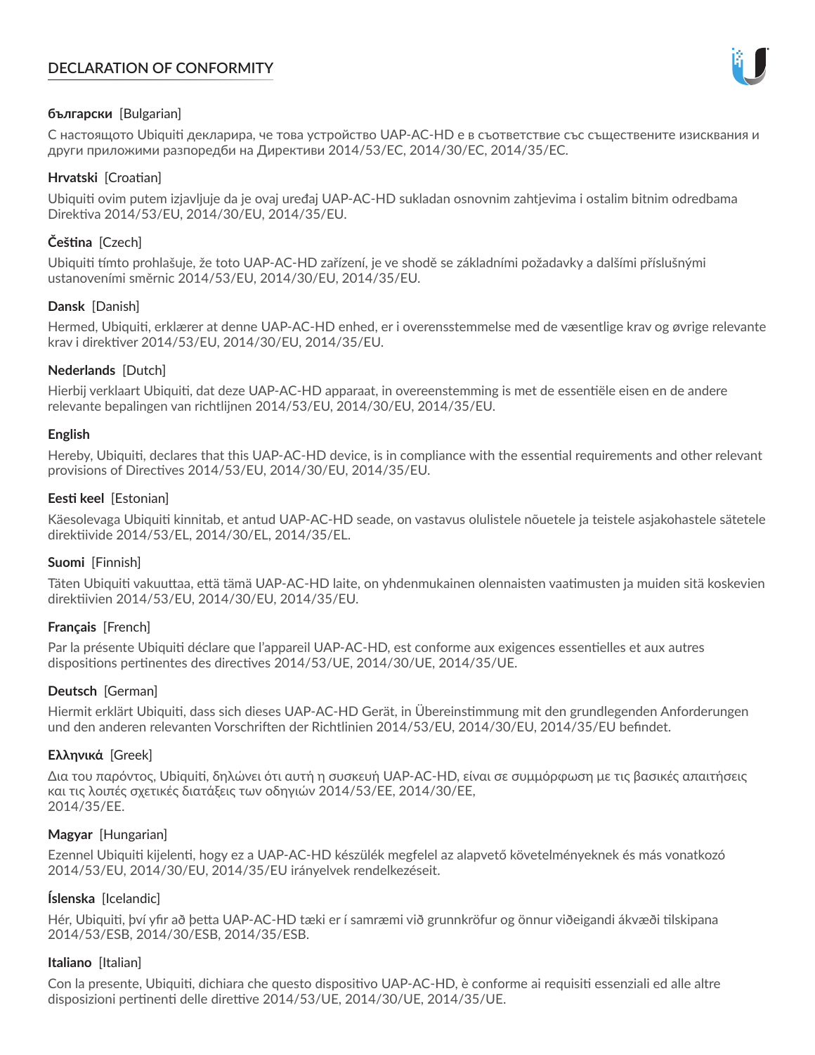# DECLARATION OF CONFORMITY

**български** [Bulgarian]

С настоящото Ubiquiti декларира, че това устройство UAP-AC-HD е в съответствие със съществените изисквания и други приложими разпоредби на Директиви 2014/53/EC, 2014/30/ЕС, 2014/35/ЕС.

**Hrvatski** [Croatian]

Ubiquiti ovim putem izjavljuje da je ovaj uređaj UAP-AC-HD sukladan osnovnim zahtjevima i ostalim bitnim odredbama Direktiva 2014/53/EU, 2014/30/EU, 2014/35/EU.

**Čeština** [Czech]

Ubiquiti tímto prohlašuje, že toto UAP-AC-HD zařízení, je ve shodě se základními požadavky a dalšími příslušnými ustanoveními směrnic 2014/53/EU, 2014/30/EU, 2014/35/EU.

**Dansk** [Danish]

Hermed, Ubiquiti, erklærer at denne UAP-AC-HD enhed, er i overensstemmelse med de væsentlige krav og øvrige relevante krav i direktiver 2014/53/EU, 2014/30/EU, 2014/35/EU.

**Nederlands** [Dutch]

Hierbij verklaart Ubiquiti, dat deze UAP-AC-HD apparaat, in overeenstemming is met de essentiële eisen en de andere relevante bepalingen van richtlijnen 2014/53/EU, 2014/30/EU, 2014/35/EU.

**English**

Hereby, Ubiquiti, declares that this UAP-AC-HD device, is in compliance with the essential requirements and other relevant provisions of Directives 2014/53/EU, 2014/30/EU, 2014/35/EU.

**Eesti keel** [Estonian]

Käesolevaga Ubiquiti kinnitab, et antud UAP-AC-HD seade, on vastavus olulistele nõuetele ja teistele asjakohastele sätetele direktiivide 2014/53/EL, 2014/30/EL, 2014/35/EL.

**Suomi** [Finnish]

Täten Ubiquiti vakuuttaa, että tämä UAP-AC-HD laite, on yhdenmukainen olennaisten vaatimusten ja muiden sitä koskevien direktiivien 2014/53/EU, 2014/30/EU, 2014/35/EU.

**Français** [French]

Par la présente Ubiquiti déclare que l'appareil UAP-AC-HD, est conforme aux exigences essentielles et aux autres dispositions pertinentes des directives 2014/53/UE, 2014/30/UE, 2014/35/UE.

**Deutsch** [German]

Hiermit erklärt Ubiquiti, dass sich dieses UAP-AC-HD Gerät, in Übereinstimmung mit den grundlegenden Anforderungen und den anderen relevanten Vorschriften der Richtlinien 2014/53/EU, 2014/30/EU, 2014/35/EU befindet.

**Ελληνικά** [Greek]

Δια του παρόντος, Ubiquiti, δηλώνει ότι αυτή η συσκευή UAP-AC-HD, είναι σε συμμόρφωση με τις βασικές απαιτήσεις και τις λοιπές σχετικές διατάξεις των οδηγιών 2014/53/EE, 2014/30/EE,
2014/35/EE.

**Magyar** [Hungarian]

Ezennel Ubiquiti kijelenti, hogy ez a UAP-AC-HD készülék megfelel az alapvető követelményeknek és más vonatkozó 2014/53/EU, 2014/30/EU, 2014/35/EU irányelvek rendelkezéseit.

**Íslenska** [Icelandic]

Hér, Ubiquiti, því yfir að þetta UAP-AC-HD tæki er í samræmi við grunnkröfur og önnur viðeigandi ákvæði tilskipana 2014/53/ESB, 2014/30/ESB, 2014/35/ESB.

**Italiano** [Italian]

Con la presente, Ubiquiti, dichiara che questo dispositivo UAP-AC-HD, è conforme ai requisiti essenziali ed alle altre disposizioni pertinenti delle direttive 2014/53/UE, 2014/30/UE, 2014/35/UE.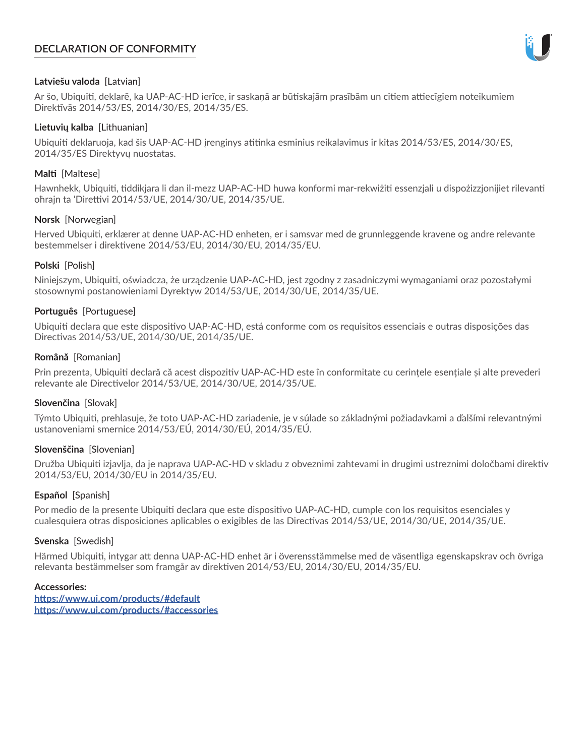# DECLARATION OF CONFORMITY

**Latviešu valoda** [Latvian]

Ar šo, Ubiquiti, deklarē, ka UAP-AC-HD ierīce, ir saskaņā ar būtiskajām prasībām un citiem attiecīgiem noteikumiem Direktīvās 2014/53/ES, 2014/30/ES, 2014/35/ES.

**Lietuvių kalba** [Lithuanian]

Ubiquiti deklaruoja, kad šis UAP-AC-HD įrenginys atitinka esminius reikalavimus ir kitas 2014/53/ES, 2014/30/ES, 2014/35/ES Direktyvų nuostatas.

**Malti** [Maltese]

Hawnhekk, Ubiquiti, tiddikjara li dan il-mezz UAP-AC-HD huwa konformi mar-rekwiżiti essenzjali u dispożizzjonijiet rilevanti oħrajn ta 'Direttivi 2014/53/UE, 2014/30/UE, 2014/35/UE.

**Norsk** [Norwegian]

Herved Ubiquiti, erklærer at denne UAP-AC-HD enheten, er i samsvar med de grunnleggende kravene og andre relevante bestemmelser i direktivene 2014/53/EU, 2014/30/EU, 2014/35/EU.

**Polski** [Polish]

Niniejszym, Ubiquiti, oświadcza, że urządzenie UAP-AC-HD, jest zgodny z zasadniczymi wymaganiami oraz pozostałymi stosownymi postanowieniami Dyrektyw 2014/53/UE, 2014/30/UE, 2014/35/UE.

**Português** [Portuguese]

Ubiquiti declara que este dispositivo UAP-AC-HD, está conforme com os requisitos essenciais e outras disposições das Directivas 2014/53/UE, 2014/30/UE, 2014/35/UE.

**Română** [Romanian]

Prin prezenta, Ubiquiti declară că acest dispozitiv UAP-AC-HD este în conformitate cu cerințele esențiale și alte prevederi relevante ale Directivelor 2014/53/UE, 2014/30/UE, 2014/35/UE.

**Slovenčina** [Slovak]

Týmto Ubiquiti, prehlasuje, že toto UAP-AC-HD zariadenie, je v súlade so základnými požiadavkami a ďalšími relevantnými ustanoveniami smernice 2014/53/EÚ, 2014/30/EÚ, 2014/35/EÚ.

**Slovenščina** [Slovenian]

Družba Ubiquiti izjavlja, da je naprava UAP-AC-HD v skladu z obveznimi zahtevami in drugimi ustreznimi določbami direktiv 2014/53/EU, 2014/30/EU in 2014/35/EU.

**Español** [Spanish]

Por medio de la presente Ubiquiti declara que este dispositivo UAP-AC-HD, cumple con los requisitos esenciales y cualesquiera otras disposiciones aplicables o exigibles de las Directivas 2014/53/UE, 2014/30/UE, 2014/35/UE.

**Svenska** [Swedish]

Härmed Ubiquiti, intygar att denna UAP-AC-HD enhet är i överensstämmelse med de väsentliga egenskapskrav och övriga relevanta bestämmelser som framgår av direktiven 2014/53/EU, 2014/30/EU, 2014/35/EU.

**Accessories:**
**https://www.ui.com/products/#default**
**https://www.ui.com/products/#accessories**